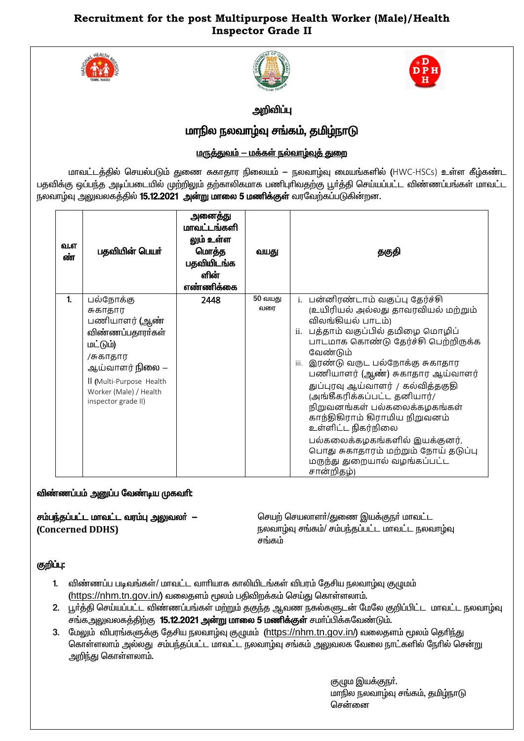# Recruitment for the post Multipurpose Health Worker (Male)/Health Inspector Grade II

## அறிவிப்பு

## மாநில நலவாழ்வு சங்கம், தமிழ்நாடு

**மருத்துவம் – மக்கள் நல்வாழ்வுத் துறை**

மாவட்டத்தில் செயல்படும் துணை சுகாதார நிலையம் – நலவாழ்வு மையங்களில் (HWC-HSCs) உள்ள கீழ்கண்ட பதவிக்கு ஒப்பந்த அடிப்படையில் முற்றிலும் தற்காலிகமாக பணிபுரிவதற்கு பூர்த்தி செய்யப்பட்ட விண்ணப்பங்கள் மாவட்ட நலவாழ்வு அலுவலகத்தில் **15.12.2021 அன்று மாலை 5 மணிக்குள்** வரவேற்கப்படுகின்றன.

| வ.எண் | பதவியின் பெயர் | அனைத்து மாவட்டங்களிலும் உள்ள மொத்த பதவியிடங்களின் எண்ணிக்கை | வயது | தகுதி |
|---|---|---|---|---|
| 1. | பல்நோக்கு சுகாதார பணியாளர் (ஆண் விண்ணப்பதாரர்கள் மட்டும்) /சுகாதார ஆய்வாளர் நிலை – II (Multi-Purpose Health Worker (Male) / Health inspector grade II) | 2448 | 50 வயது வரை | i. பன்னிரண்டாம் வகுப்பு தேர்ச்சி (உயிரியல் அல்லது தாவரவியல் மற்றும் விலங்கியல் பாடம்)<br>ii. பத்தாம் வகுப்பில் தமிழை மொழிப் பாடமாக கொண்டு தேர்ச்சி பெற்றிருக்க வேண்டும்<br>iii. இரண்டு வருட பல்நோக்கு சுகாதார பணியாளர் (ஆண்) சுகாதார ஆய்வாளர் துப்புரவு ஆய்வாளர் / கல்வித்தகுதி (அங்கீகரிக்கப்பட்ட தனியார்/ நிறுவனங்கள் பல்கலைக்கழகங்கள் காந்திகிராம் கிராமிய நிறுவனம் உள்ளிட்ட நிகர்நிலை பல்கலைக்கழகங்களில் இயக்குனர், பொது சுகாதாரம் மற்றும் நோய் தடுப்பு மருந்து துறையால் வழங்கப்பட்ட சான்றிதழ்) |

**விண்ணப்பம் அனுப்ப வேண்டிய முகவரி:**

**சம்பந்தப்பட்ட மாவட்ட வரம்பு அலுவலர் – (Concerned DDHS)**

செயற் செயலாளர்/துணை இயக்குநர் மாவட்ட நலவாழ்வு சங்கம்/ சம்பந்தப்பட்ட மாவட்ட நலவாழ்வு சங்கம்

**குறிப்பு:**

1. விண்ணப்ப படிவங்கள்/ மாவட்ட வாரியாக காலியிடங்கள் விபரம் தேசிய நலவாழ்வு குழுமம் (https://nhm.tn.gov.in/) வலைதளம் மூலம் பதிவிறக்கம் செய்து கொள்ளலாம்.
2. பூர்த்தி செய்யப்பட்ட விண்ணப்பங்கள் மற்றும் தகுந்த ஆவண நகல்களுடன் மேலே குறிப்பிட்ட மாவட்ட நலவாழ்வு சங்கஅலுவலகத்திற்கு **15.12.2021 அன்று மாலை 5 மணிக்குள்** சமர்ப்பிக்கவேண்டும்.
3. மேலும் விபரங்களுக்கு தேசிய நலவாழ்வு குழுமம் (https://nhm.tn.gov.in/) வலைதளம் மூலம் தெரிந்து கொள்ளலாம் அல்லது சம்பந்தப்பட்ட மாவட்ட நலவாழ்வு சங்கம் அலுவலக வேலை நாட்களில் நேரில் சென்று அறிந்து கொள்ளலாம்.

குழும இயக்குநர்.
மாநில நலவாழ்வு சங்கம், தமிழ்நாடு
சென்னை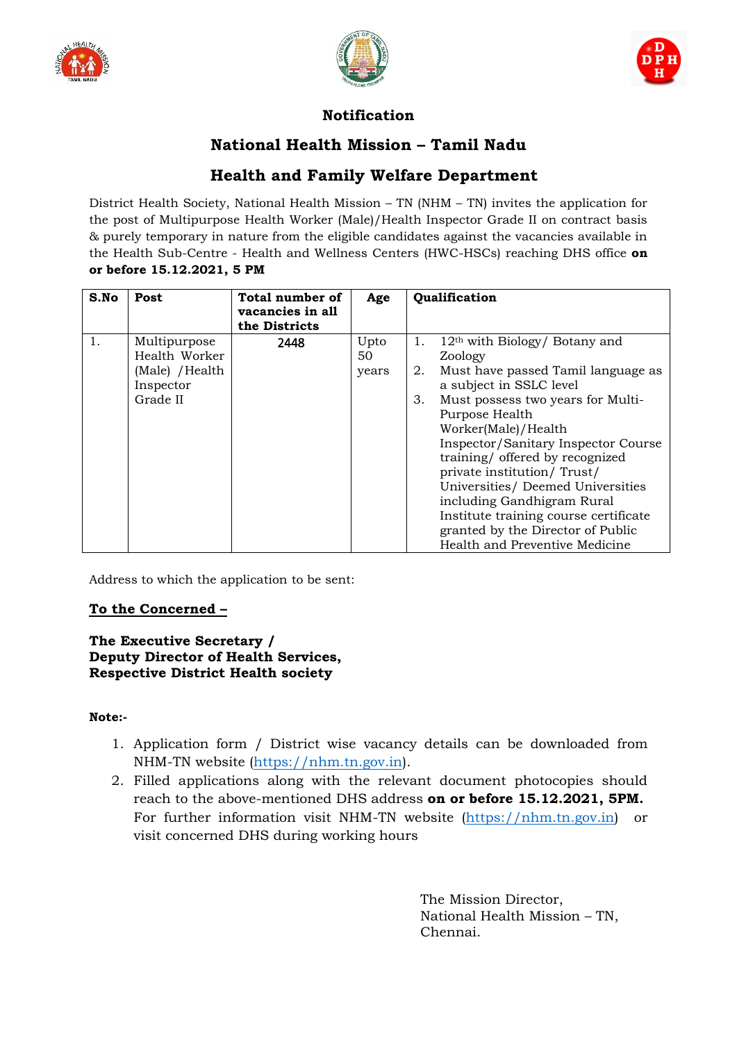## Notification

## National Health Mission – Tamil Nadu

## Health and Family Welfare Department

District Health Society, National Health Mission – TN (NHM – TN) invites the application for the post of Multipurpose Health Worker (Male)/Health Inspector Grade II on contract basis & purely temporary in nature from the eligible candidates against the vacancies available in the Health Sub-Centre - Health and Wellness Centers (HWC-HSCs) reaching DHS office **on or before 15.12.2021, 5 PM**

| S.No | Post | Total number of vacancies in all the Districts | Age | Qualification |
|---|---|---|---|---|
| 1. | Multipurpose Health Worker (Male) /Health Inspector Grade II | 2448 | Upto 50 years | 1. 12th with Biology/ Botany and Zoology<br>2. Must have passed Tamil language as a subject in SSLC level<br>3. Must possess two years for Multi-Purpose Health Worker(Male)/Health Inspector/Sanitary Inspector Course training/ offered by recognized private institution/ Trust/ Universities/ Deemed Universities including Gandhigram Rural Institute training course certificate granted by the Director of Public Health and Preventive Medicine |

Address to which the application to be sent:

**<u>To the Concerned –</u>**

**The Executive Secretary /**
**Deputy Director of Health Services,**
**Respective District Health society**

**Note:-**

1. Application form / District wise vacancy details can be downloaded from NHM-TN website (https://nhm.tn.gov.in).
2. Filled applications along with the relevant document photocopies should reach to the above-mentioned DHS address **on or before 15.12.2021, 5PM.** For further information visit NHM-TN website (https://nhm.tn.gov.in) or visit concerned DHS during working hours

The Mission Director,
National Health Mission – TN,
Chennai.